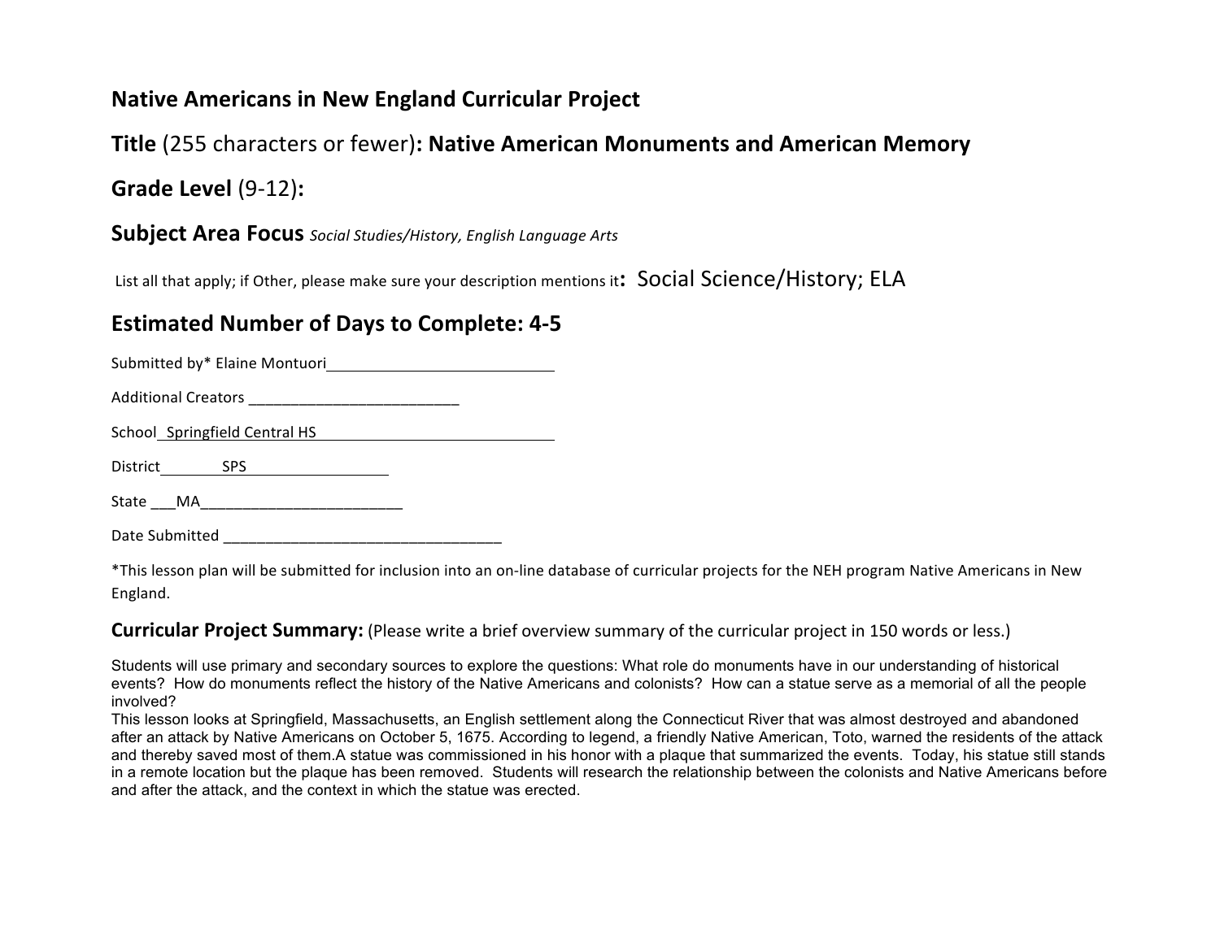## Native Americans in New England Curricular Project

**Title** (255 characters or fewer)**: Native American Monuments and American Memory**

**Grade Level** (9-12)**:**

**Subject Area Focus** *Social Studies/History, English Language Arts*

List all that apply; if Other, please make sure your description mentions it**:** Social Science/History; ELA

**Estimated Number of Days to Complete: 4-5**

Submitted by* Elaine Montuori

Additional Creators ________________________

School Springfield Central HS

District SPS

State ___MA________________________

Date Submitted ________________________________

*This lesson plan will be submitted for inclusion into an on-line database of curricular projects for the NEH program Native Americans in New England.

**Curricular Project Summary:** (Please write a brief overview summary of the curricular project in 150 words or less.)

Students will use primary and secondary sources to explore the questions: What role do monuments have in our understanding of historical events? How do monuments reflect the history of the Native Americans and colonists? How can a statue serve as a memorial of all the people involved?
This lesson looks at Springfield, Massachusetts, an English settlement along the Connecticut River that was almost destroyed and abandoned after an attack by Native Americans on October 5, 1675. According to legend, a friendly Native American, Toto, warned the residents of the attack and thereby saved most of them.A statue was commissioned in his honor with a plaque that summarized the events. Today, his statue still stands in a remote location but the plaque has been removed. Students will research the relationship between the colonists and Native Americans before and after the attack, and the context in which the statue was erected.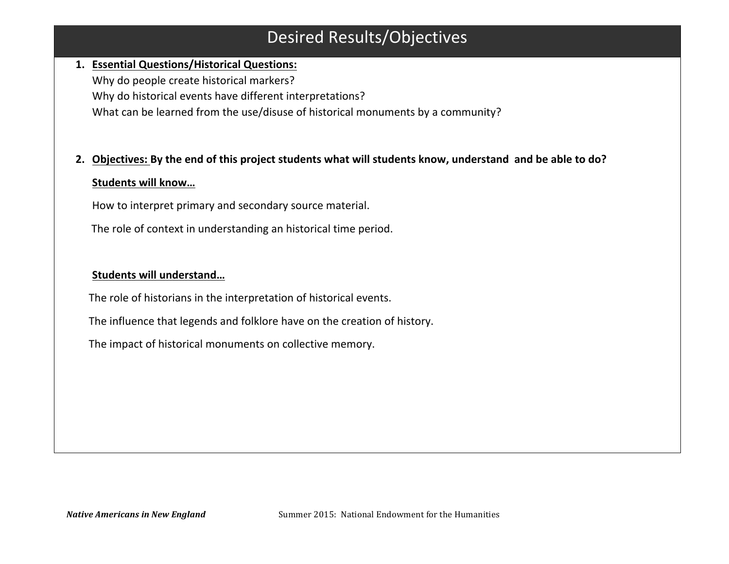# Desired Results/Objectives

1. **Essential Questions/Historical Questions:**

   Why do people create historical markers?
   Why do historical events have different interpretations?
   What can be learned from the use/disuse of historical monuments by a community?

2. **Objectives: By the end of this project students what will students know, understand and be able to do?**

   **Students will know…**

   How to interpret primary and secondary source material.

   The role of context in understanding an historical time period.

   **Students will understand…**

   The role of historians in the interpretation of historical events.

   The influence that legends and folklore have on the creation of history.

   The impact of historical monuments on collective memory.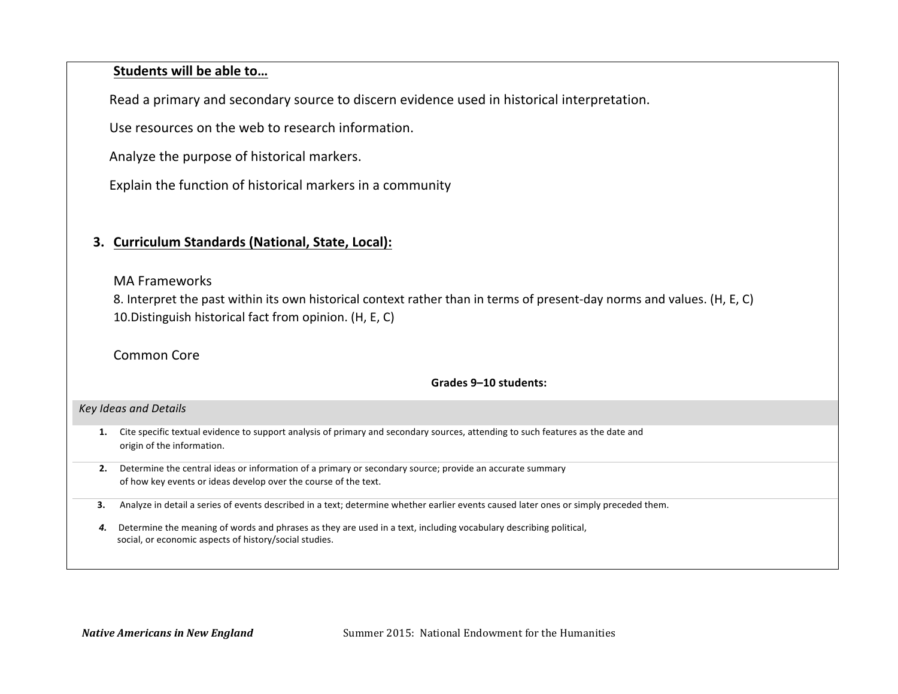**Students will be able to…**

Read a primary and secondary source to discern evidence used in historical interpretation.

Use resources on the web to research information.

Analyze the purpose of historical markers.

Explain the function of historical markers in a community

3. **Curriculum Standards (National, State, Local):**

MA Frameworks
8. Interpret the past within its own historical context rather than in terms of present-day norms and values. (H, E, C)
10.Distinguish historical fact from opinion. (H, E, C)

Common Core

**Grades 9–10 students:**

*Key Ideas and Details*

1. Cite specific textual evidence to support analysis of primary and secondary sources, attending to such features as the date and origin of the information.
2. Determine the central ideas or information of a primary or secondary source; provide an accurate summary of how key events or ideas develop over the course of the text.
3. Analyze in detail a series of events described in a text; determine whether earlier events caused later ones or simply preceded them.
4. Determine the meaning of words and phrases as they are used in a text, including vocabulary describing political, social, or economic aspects of history/social studies.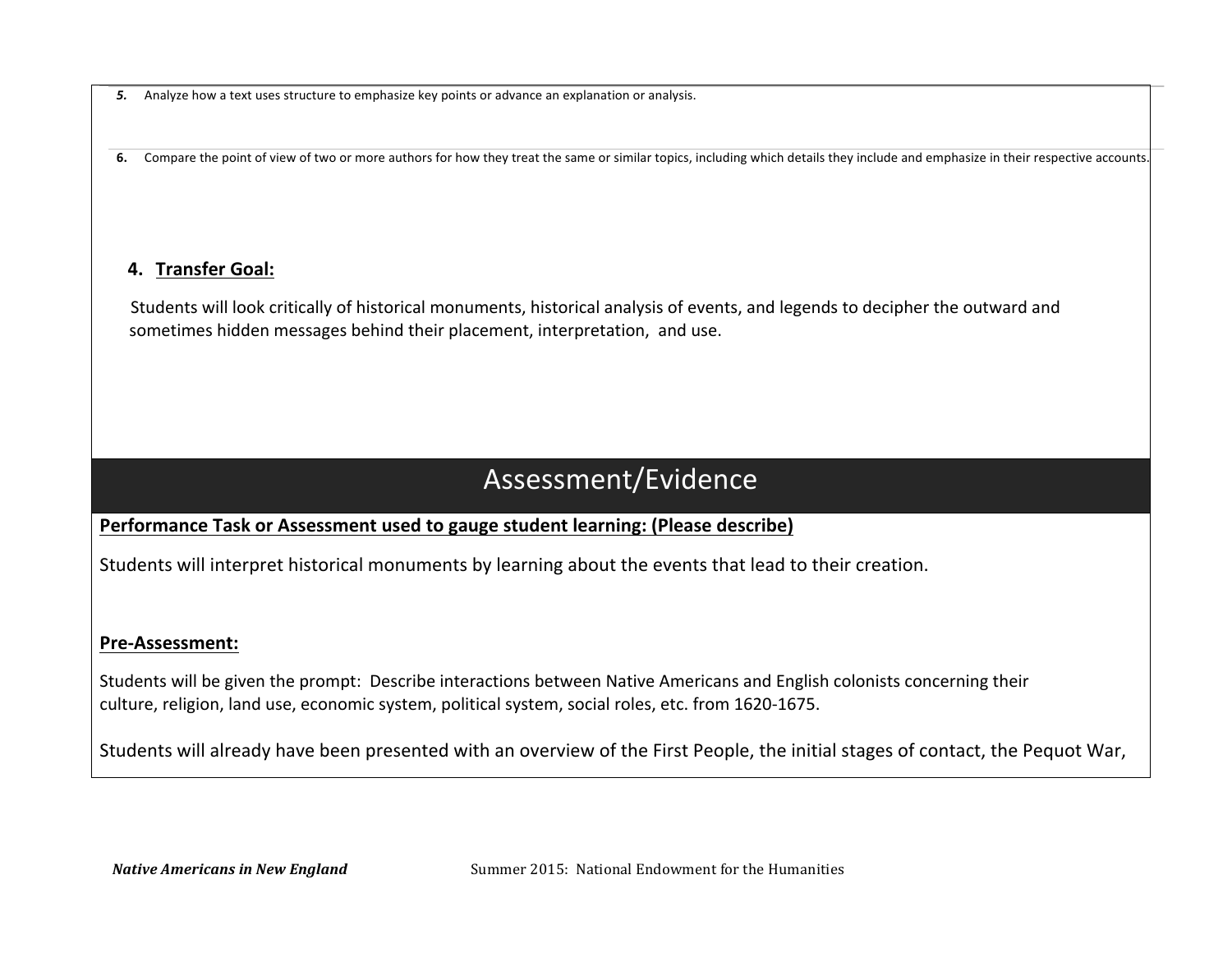5. Analyze how a text uses structure to emphasize key points or advance an explanation or analysis.

6. Compare the point of view of two or more authors for how they treat the same or similar topics, including which details they include and emphasize in their respective accounts.

4. **Transfer Goal:**

Students will look critically of historical monuments, historical analysis of events, and legends to decipher the outward and sometimes hidden messages behind their placement, interpretation, and use.

# Assessment/Evidence

**Performance Task or Assessment used to gauge student learning: (Please describe)**

Students will interpret historical monuments by learning about the events that lead to their creation.

**Pre-Assessment:**

Students will be given the prompt: Describe interactions between Native Americans and English colonists concerning their culture, religion, land use, economic system, political system, social roles, etc. from 1620-1675.

Students will already have been presented with an overview of the First People, the initial stages of contact, the Pequot War,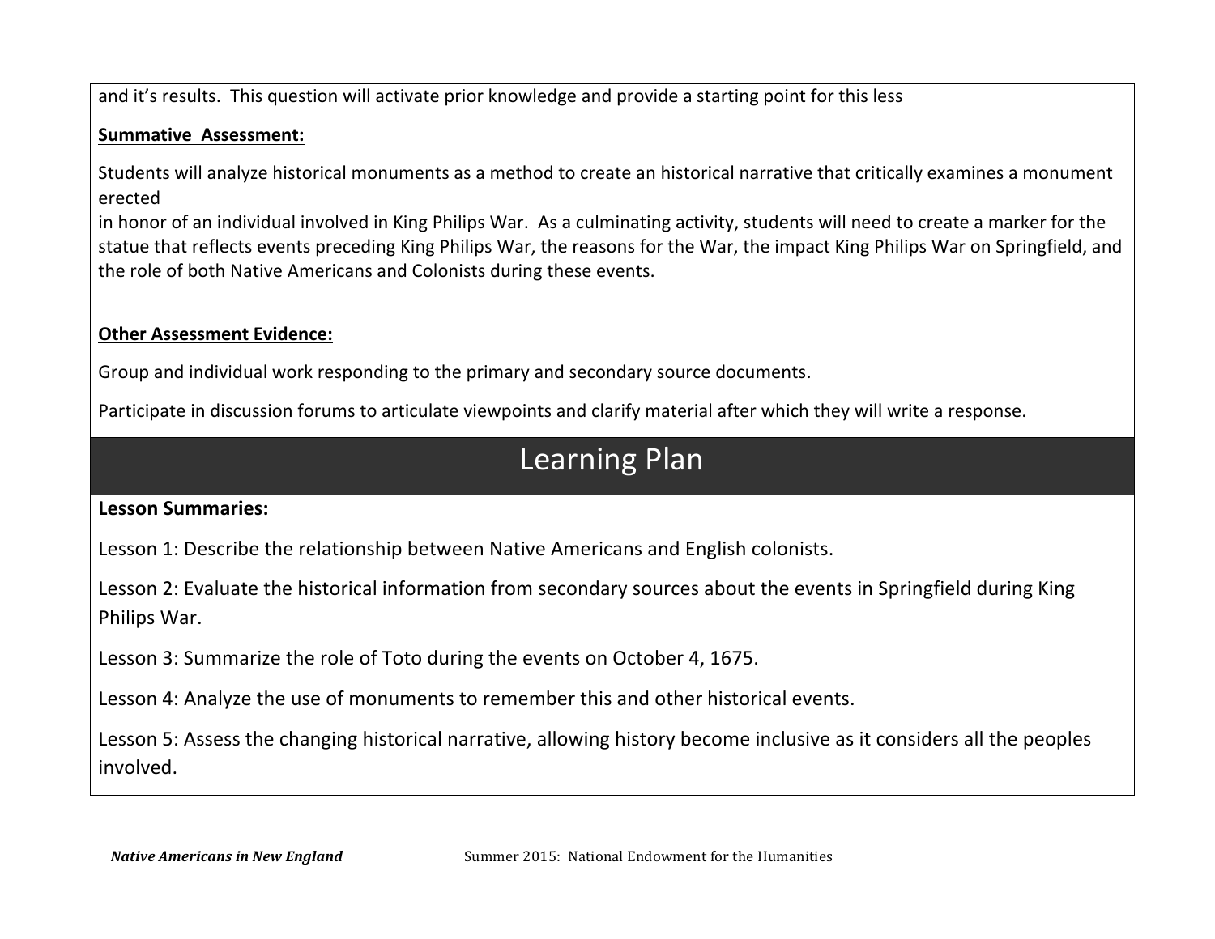and it's results. This question will activate prior knowledge and provide a starting point for this less

**Summative Assessment:**

Students will analyze historical monuments as a method to create an historical narrative that critically examines a monument erected
in honor of an individual involved in King Philips War. As a culminating activity, students will need to create a marker for the statue that reflects events preceding King Philips War, the reasons for the War, the impact King Philips War on Springfield, and the role of both Native Americans and Colonists during these events.

**Other Assessment Evidence:**

Group and individual work responding to the primary and secondary source documents.

Participate in discussion forums to articulate viewpoints and clarify material after which they will write a response.

## Learning Plan

**Lesson Summaries:**

Lesson 1: Describe the relationship between Native Americans and English colonists.

Lesson 2: Evaluate the historical information from secondary sources about the events in Springfield during King Philips War.

Lesson 3: Summarize the role of Toto during the events on October 4, 1675.

Lesson 4: Analyze the use of monuments to remember this and other historical events.

Lesson 5: Assess the changing historical narrative, allowing history become inclusive as it considers all the peoples involved.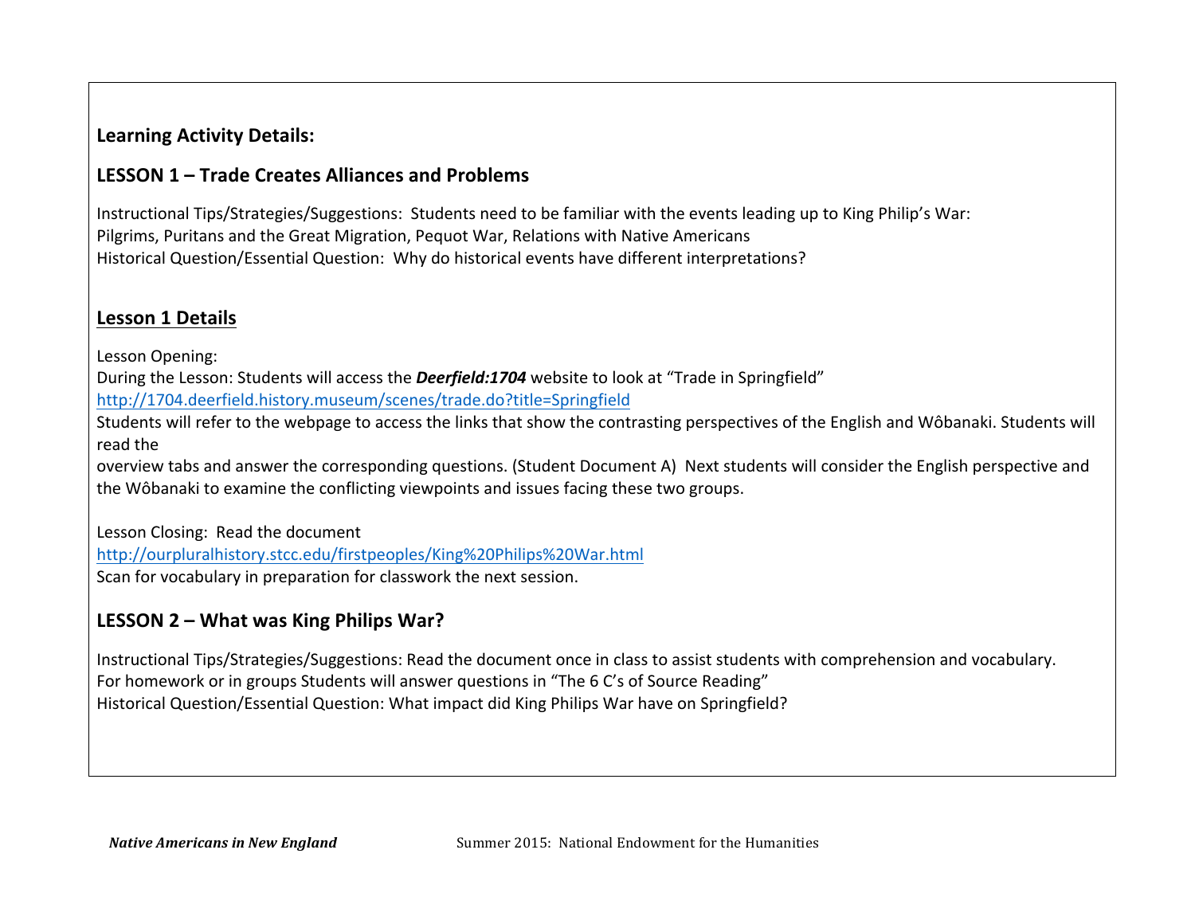**Learning Activity Details:**

## LESSON 1 – Trade Creates Alliances and Problems

Instructional Tips/Strategies/Suggestions: Students need to be familiar with the events leading up to King Philip's War: Pilgrims, Puritans and the Great Migration, Pequot War, Relations with Native Americans
Historical Question/Essential Question: Why do historical events have different interpretations?

### <u>Lesson 1 Details</u>

Lesson Opening:
During the Lesson: Students will access the ***Deerfield:1704*** website to look at "Trade in Springfield"
http://1704.deerfield.history.museum/scenes/trade.do?title=Springfield
Students will refer to the webpage to access the links that show the contrasting perspectives of the English and Wôbanaki. Students will read the
overview tabs and answer the corresponding questions. (Student Document A) Next students will consider the English perspective and the Wôbanaki to examine the conflicting viewpoints and issues facing these two groups.

Lesson Closing: Read the document
http://ourpluralhistory.stcc.edu/firstpeoples/King%20Philips%20War.html
Scan for vocabulary in preparation for classwork the next session.

## LESSON 2 – What was King Philips War?

Instructional Tips/Strategies/Suggestions: Read the document once in class to assist students with comprehension and vocabulary.
For homework or in groups Students will answer questions in "The 6 C's of Source Reading"
Historical Question/Essential Question: What impact did King Philips War have on Springfield?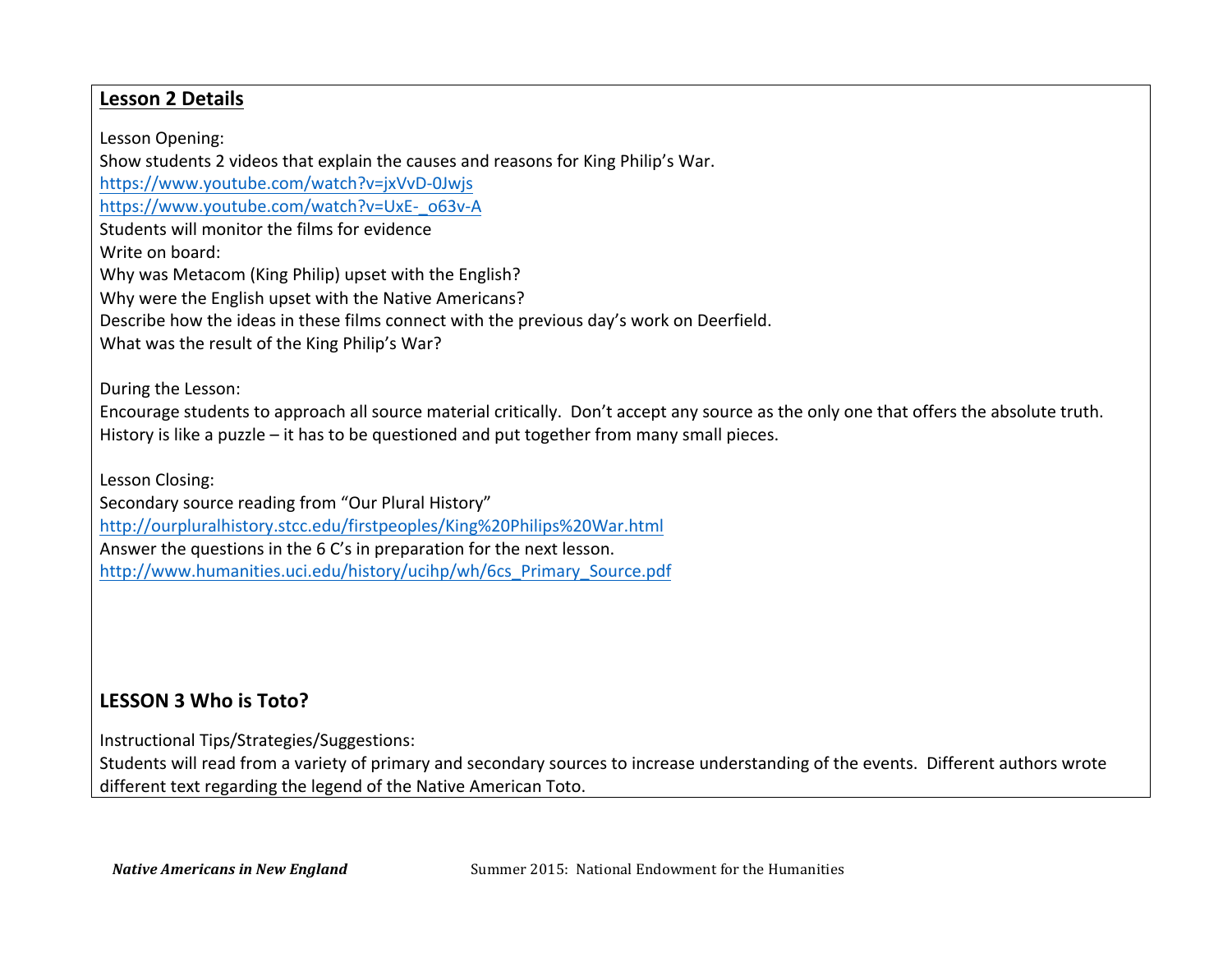## Lesson 2 Details

Lesson Opening:
Show students 2 videos that explain the causes and reasons for King Philip's War.
https://www.youtube.com/watch?v=jxVvD-0Jwjs
https://www.youtube.com/watch?v=UxE-_o63v-A
Students will monitor the films for evidence
Write on board:
Why was Metacom (King Philip) upset with the English?
Why were the English upset with the Native Americans?
Describe how the ideas in these films connect with the previous day's work on Deerfield.
What was the result of the King Philip's War?

During the Lesson:
Encourage students to approach all source material critically. Don't accept any source as the only one that offers the absolute truth. History is like a puzzle – it has to be questioned and put together from many small pieces.

Lesson Closing:
Secondary source reading from "Our Plural History"
http://ourpluralhistory.stcc.edu/firstpeoples/King%20Philips%20War.html
Answer the questions in the 6 C's in preparation for the next lesson.
http://www.humanities.uci.edu/history/ucihp/wh/6cs_Primary_Source.pdf

## LESSON 3 Who is Toto?

Instructional Tips/Strategies/Suggestions:
Students will read from a variety of primary and secondary sources to increase understanding of the events. Different authors wrote different text regarding the legend of the Native American Toto.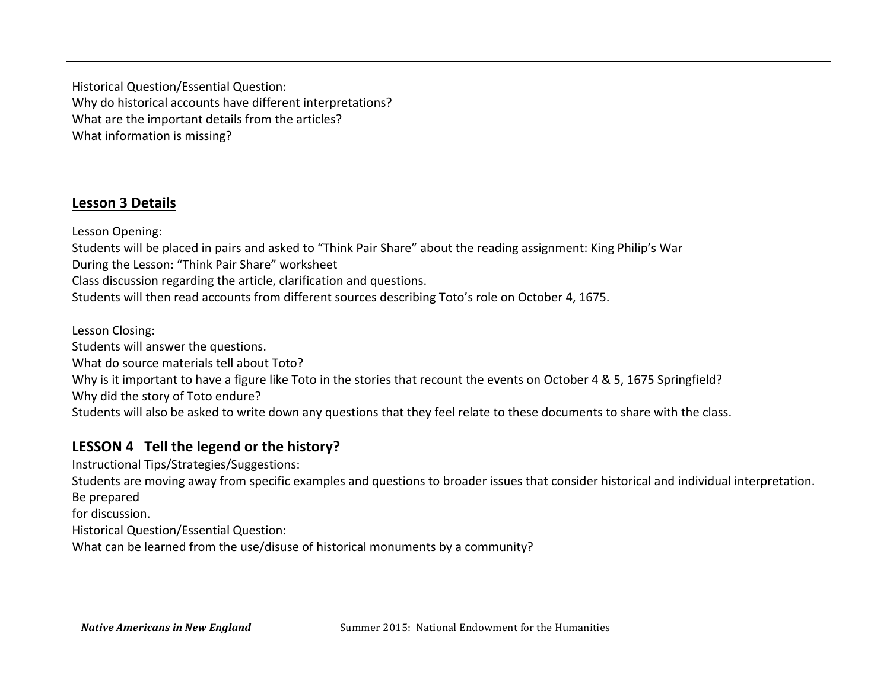Historical Question/Essential Question:
Why do historical accounts have different interpretations?
What are the important details from the articles?
What information is missing?

## Lesson 3 Details

Lesson Opening:
Students will be placed in pairs and asked to "Think Pair Share" about the reading assignment: King Philip's War
During the Lesson: "Think Pair Share" worksheet
Class discussion regarding the article, clarification and questions.
Students will then read accounts from different sources describing Toto's role on October 4, 1675.

Lesson Closing:
Students will answer the questions.
What do source materials tell about Toto?
Why is it important to have a figure like Toto in the stories that recount the events on October 4 & 5, 1675 Springfield?
Why did the story of Toto endure?
Students will also be asked to write down any questions that they feel relate to these documents to share with the class.

## LESSON 4 Tell the legend or the history?

Instructional Tips/Strategies/Suggestions:
Students are moving away from specific examples and questions to broader issues that consider historical and individual interpretation. Be prepared
for discussion.
Historical Question/Essential Question:
What can be learned from the use/disuse of historical monuments by a community?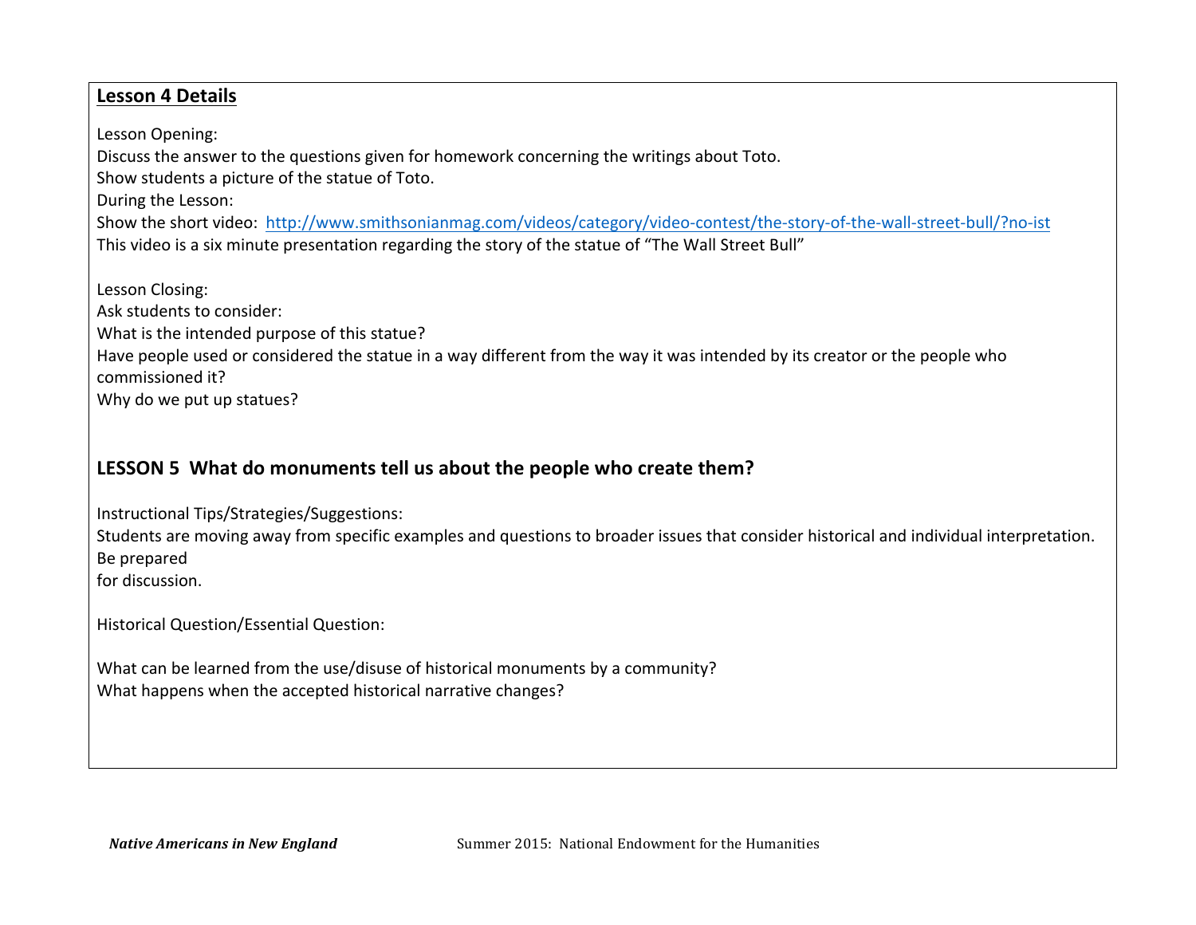## Lesson 4 Details

Lesson Opening:
Discuss the answer to the questions given for homework concerning the writings about Toto.
Show students a picture of the statue of Toto.
During the Lesson:
Show the short video: http://www.smithsonianmag.com/videos/category/video-contest/the-story-of-the-wall-street-bull/?no-ist
This video is a six minute presentation regarding the story of the statue of "The Wall Street Bull"

Lesson Closing:
Ask students to consider:
What is the intended purpose of this statue?
Have people used or considered the statue in a way different from the way it was intended by its creator or the people who commissioned it?
Why do we put up statues?

## LESSON 5 What do monuments tell us about the people who create them?

Instructional Tips/Strategies/Suggestions:
Students are moving away from specific examples and questions to broader issues that consider historical and individual interpretation. Be prepared
for discussion.

Historical Question/Essential Question:

What can be learned from the use/disuse of historical monuments by a community?
What happens when the accepted historical narrative changes?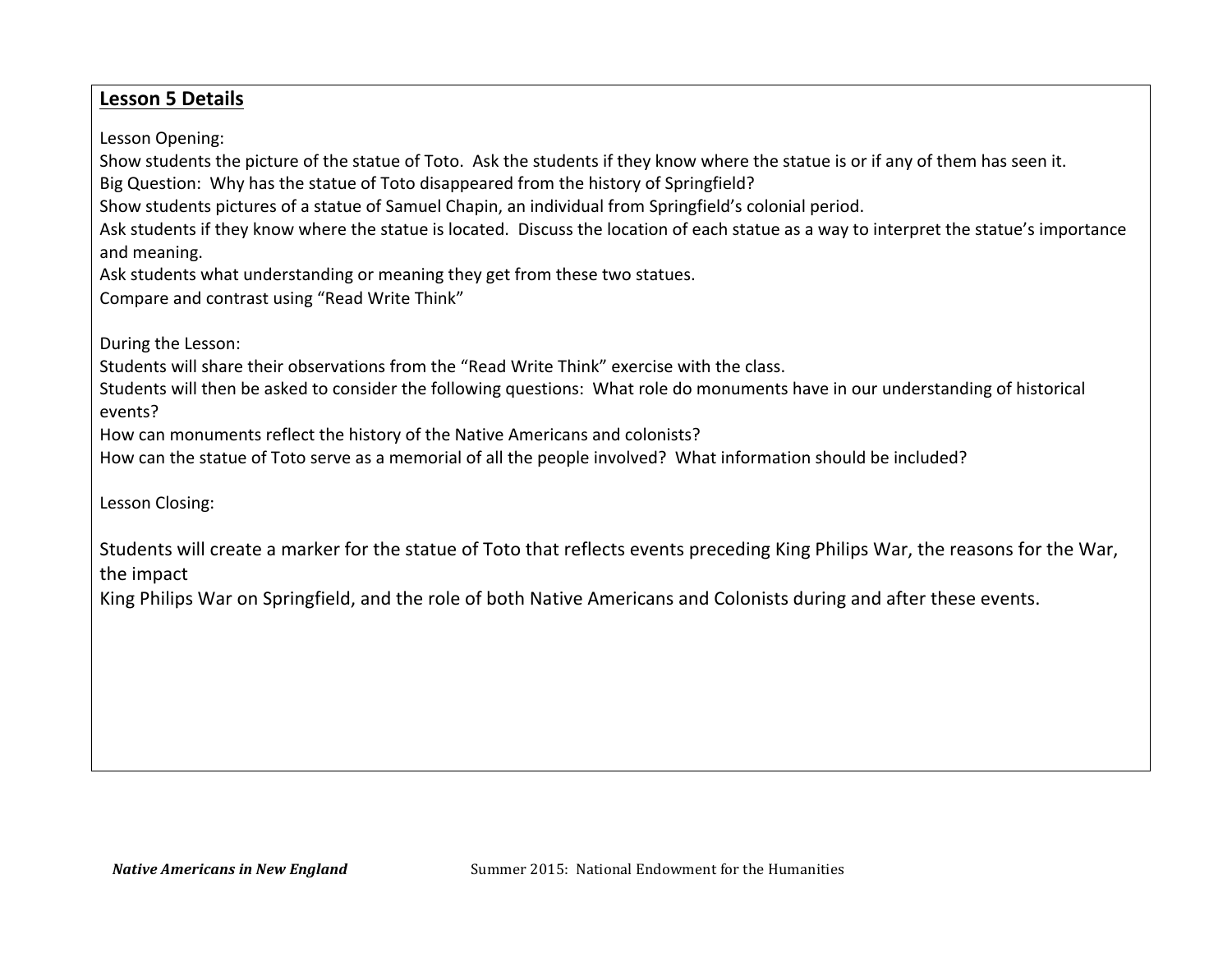## Lesson 5 Details

Lesson Opening:

Show students the picture of the statue of Toto. Ask the students if they know where the statue is or if any of them has seen it.

Big Question: Why has the statue of Toto disappeared from the history of Springfield?

Show students pictures of a statue of Samuel Chapin, an individual from Springfield's colonial period.

Ask students if they know where the statue is located. Discuss the location of each statue as a way to interpret the statue's importance and meaning.

Ask students what understanding or meaning they get from these two statues.

Compare and contrast using "Read Write Think"

During the Lesson:

Students will share their observations from the "Read Write Think" exercise with the class.

Students will then be asked to consider the following questions: What role do monuments have in our understanding of historical events?

How can monuments reflect the history of the Native Americans and colonists?

How can the statue of Toto serve as a memorial of all the people involved? What information should be included?

Lesson Closing:

Students will create a marker for the statue of Toto that reflects events preceding King Philips War, the reasons for the War, the impact

King Philips War on Springfield, and the role of both Native Americans and Colonists during and after these events.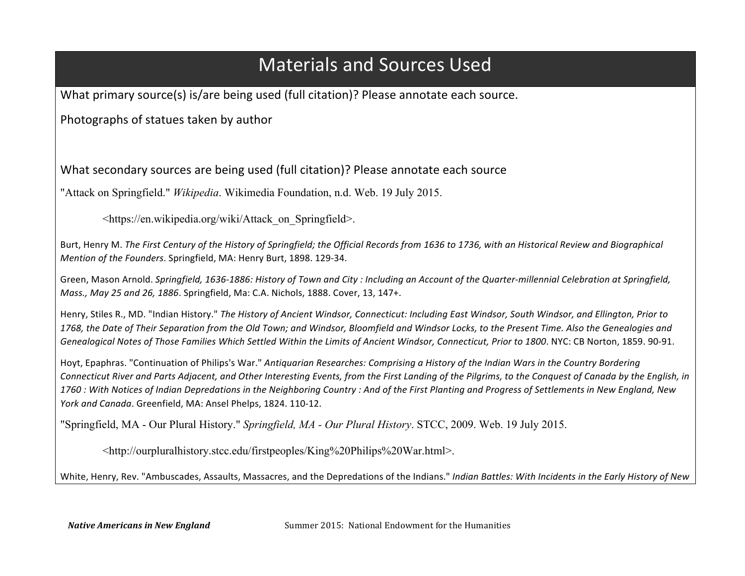# Materials and Sources Used

What primary source(s) is/are being used (full citation)? Please annotate each source.

Photographs of statues taken by author

What secondary sources are being used (full citation)? Please annotate each source

"Attack on Springfield." *Wikipedia*. Wikimedia Foundation, n.d. Web. 19 July 2015.

<https://en.wikipedia.org/wiki/Attack_on_Springfield>.

Burt, Henry M. *The First Century of the History of Springfield; the Official Records from 1636 to 1736, with an Historical Review and Biographical Mention of the Founders*. Springfield, MA: Henry Burt, 1898. 129-34.

Green, Mason Arnold. *Springfield, 1636-1886: History of Town and City : Including an Account of the Quarter-millennial Celebration at Springfield, Mass., May 25 and 26, 1886*. Springfield, Ma: C.A. Nichols, 1888. Cover, 13, 147+.

Henry, Stiles R., MD. "Indian History." *The History of Ancient Windsor, Connecticut: Including East Windsor, South Windsor, and Ellington, Prior to 1768, the Date of Their Separation from the Old Town; and Windsor, Bloomfield and Windsor Locks, to the Present Time. Also the Genealogies and Genealogical Notes of Those Families Which Settled Within the Limits of Ancient Windsor, Connecticut, Prior to 1800*. NYC: CB Norton, 1859. 90-91.

Hoyt, Epaphras. "Continuation of Philips's War." *Antiquarian Researches: Comprising a History of the Indian Wars in the Country Bordering Connecticut River and Parts Adjacent, and Other Interesting Events, from the First Landing of the Pilgrims, to the Conquest of Canada by the English, in 1760 : With Notices of Indian Depredations in the Neighboring Country : And of the First Planting and Progress of Settlements in New England, New York and Canada*. Greenfield, MA: Ansel Phelps, 1824. 110-12.

"Springfield, MA - Our Plural History." *Springfield, MA - Our Plural History*. STCC, 2009. Web. 19 July 2015.

<http://ourpluralhistory.stcc.edu/firstpeoples/King%20Philips%20War.html>.

White, Henry, Rev. "Ambuscades, Assaults, Massacres, and the Depredations of the Indians." *Indian Battles: With Incidents in the Early History of New*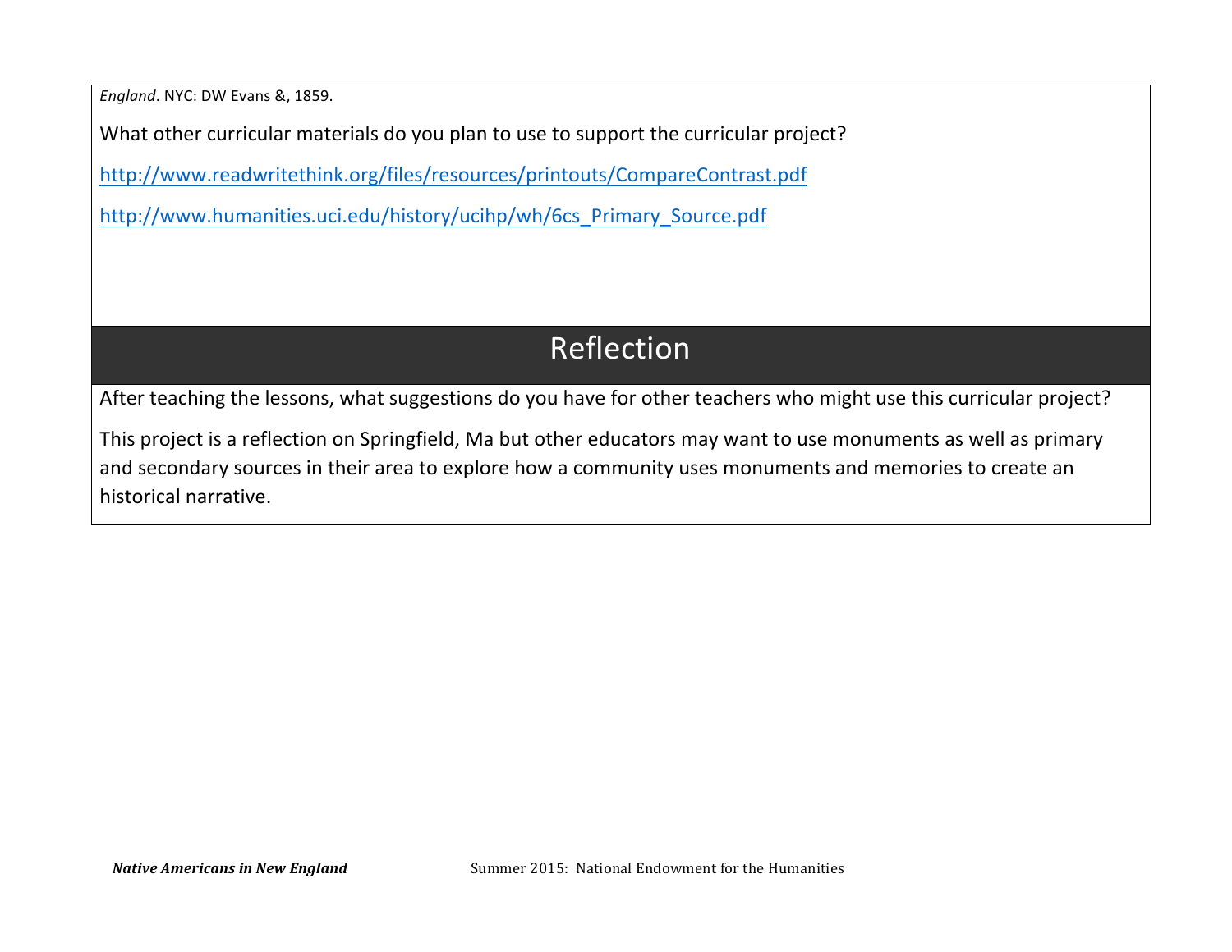*England*. NYC: DW Evans &, 1859.

What other curricular materials do you plan to use to support the curricular project?

http://www.readwritethink.org/files/resources/printouts/CompareContrast.pdf

http://www.humanities.uci.edu/history/ucihp/wh/6cs_Primary_Source.pdf

## Reflection

After teaching the lessons, what suggestions do you have for other teachers who might use this curricular project?

This project is a reflection on Springfield, Ma but other educators may want to use monuments as well as primary and secondary sources in their area to explore how a community uses monuments and memories to create an historical narrative.